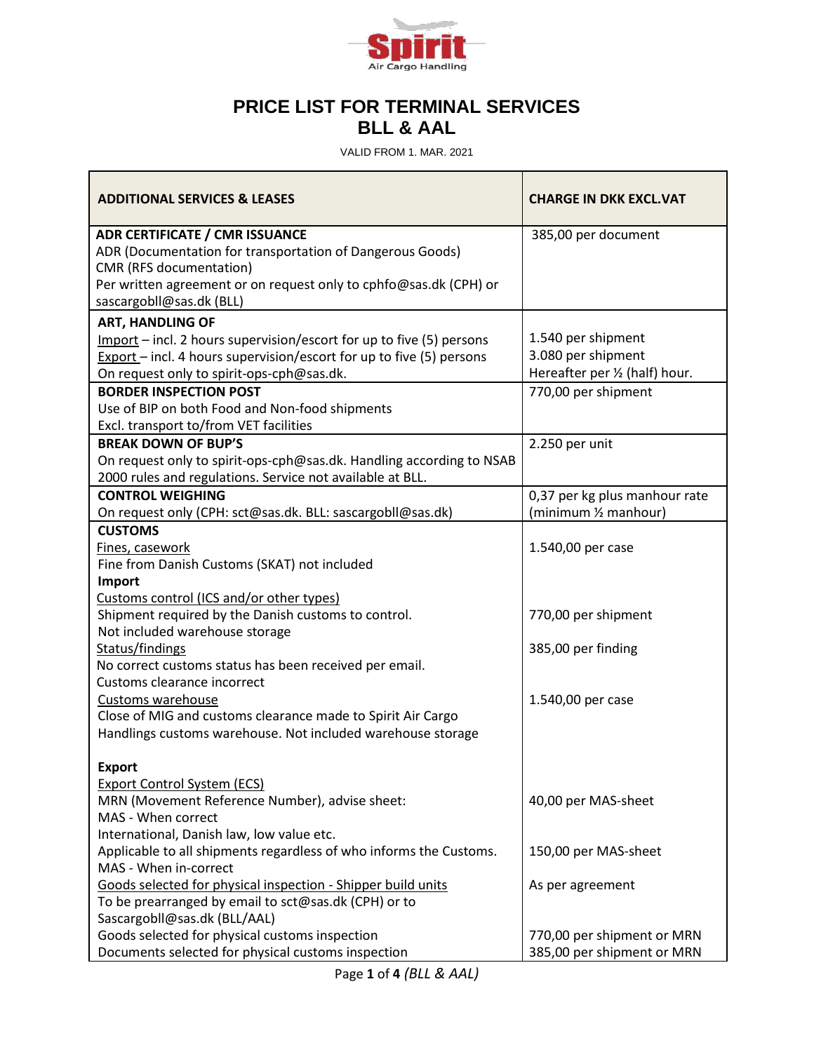# PRICE LIST FOR TERMINAL SERVICES
# BLL & AAL

VALID FROM 1. MAR. 2021

| ADDITIONAL SERVICES & LEASES | CHARGE IN DKK EXCL.VAT |
| --- | --- |
| **ADR CERTIFICATE / CMR ISSUANCE**<br>ADR (Documentation for transportation of Dangerous Goods)<br>CMR (RFS documentation)<br>Per written agreement or on request only to cphfo@sas.dk (CPH) or sascargobll@sas.dk (BLL) | 385,00 per document |
| **ART, HANDLING OF**<br>Import – incl. 2 hours supervision/escort for up to five (5) persons<br>Export – incl. 4 hours supervision/escort for up to five (5) persons<br>On request only to spirit-ops-cph@sas.dk. | <br>1.540 per shipment<br>3.080 per shipment<br>Hereafter per ½ (half) hour. |
| **BORDER INSPECTION POST**<br>Use of BIP on both Food and Non-food shipments<br>Excl. transport to/from VET facilities | 770,00 per shipment |
| **BREAK DOWN OF BUP'S**<br>On request only to spirit-ops-cph@sas.dk. Handling according to NSAB 2000 rules and regulations. Service not available at BLL. | 2.250 per unit |
| **CONTROL WEIGHING**<br>On request only (CPH: sct@sas.dk. BLL: sascargobll@sas.dk) | 0,37 per kg plus manhour rate (minimum ½ manhour) |
| **CUSTOMS**<br>Fines, casework<br>Fine from Danish Customs (SKAT) not included<br>**Import**<br>Customs control (ICS and/or other types)<br>Shipment required by the Danish customs to control.<br>Not included warehouse storage<br>Status/findings<br>No correct customs status has been received per email.<br>Customs clearance incorrect<br>Customs warehouse<br>Close of MIG and customs clearance made to Spirit Air Cargo Handlings customs warehouse. Not included warehouse storage<br><br>**Export**<br>Export Control System (ECS)<br>MRN (Movement Reference Number), advise sheet:<br>MAS - When correct<br>International, Danish law, low value etc.<br>Applicable to all shipments regardless of who informs the Customs.<br>MAS - When in-correct<br>Goods selected for physical inspection - Shipper build units<br>To be prearranged by email to sct@sas.dk (CPH) or to Sascargobll@sas.dk (BLL/AAL)<br>Goods selected for physical customs inspection<br>Documents selected for physical customs inspection | <br>1.540,00 per case<br><br><br><br>770,00 per shipment<br><br>385,00 per finding<br><br><br>1.540,00 per case<br><br><br><br><br><br>40,00 per MAS-sheet<br><br><br>150,00 per MAS-sheet<br><br>As per agreement<br><br><br>770,00 per shipment or MRN<br>385,00 per shipment or MRN |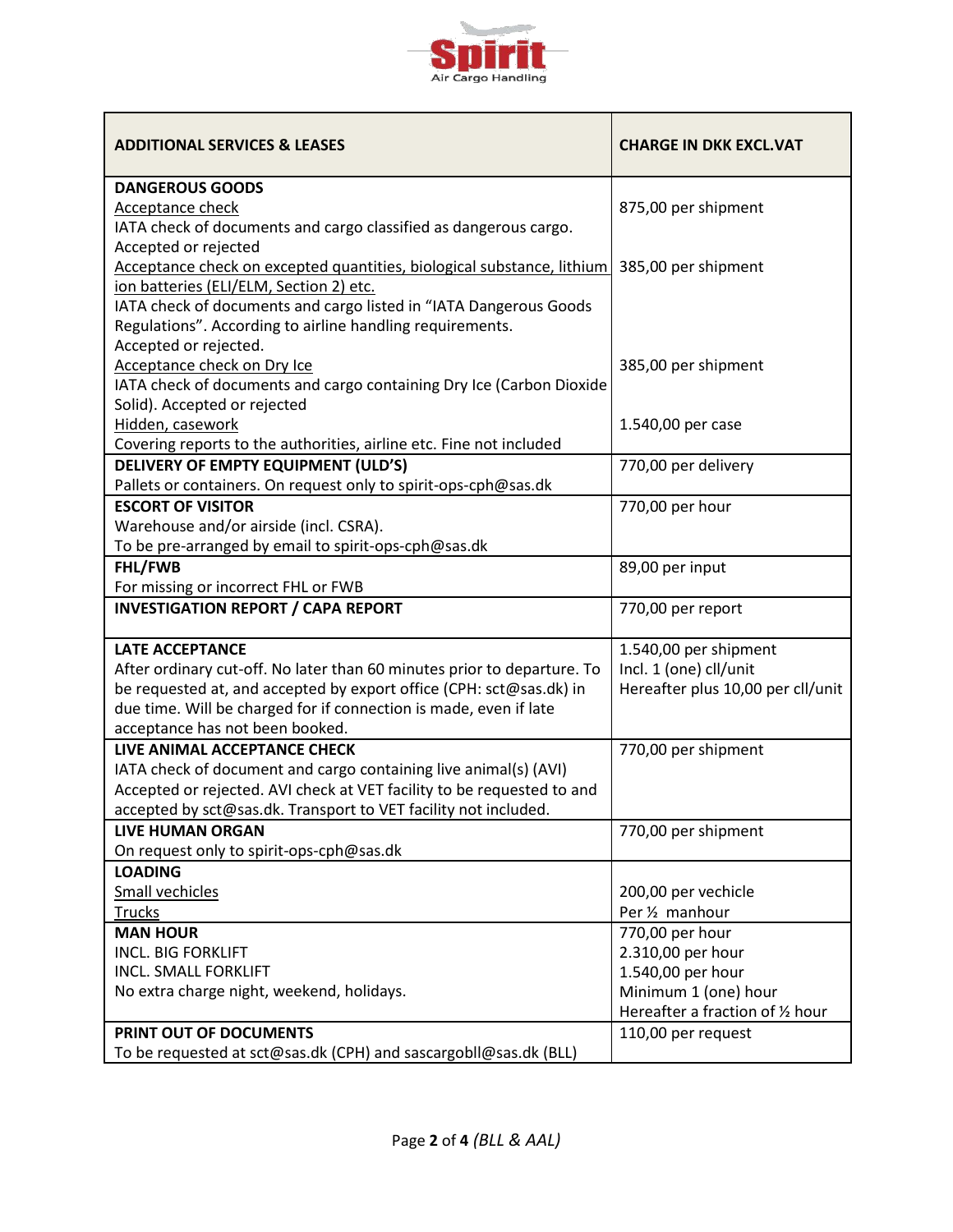| ADDITIONAL SERVICES & LEASES | CHARGE IN DKK EXCL.VAT |
|---|---|
| **DANGEROUS GOODS**<br>Acceptance check<br>IATA check of documents and cargo classified as dangerous cargo. Accepted or rejected | 875,00 per shipment |
| Acceptance check on excepted quantities, biological substance, lithium ion batteries (ELI/ELM, Section 2) etc.<br>IATA check of documents and cargo listed in "IATA Dangerous Goods Regulations". According to airline handling requirements. Accepted or rejected. | 385,00 per shipment |
| Acceptance check on Dry Ice<br>IATA check of documents and cargo containing Dry Ice (Carbon Dioxide Solid). Accepted or rejected | 385,00 per shipment |
| Hidden, casework<br>Covering reports to the authorities, airline etc. Fine not included | 1.540,00 per case |
| **DELIVERY OF EMPTY EQUIPMENT (ULD'S)**<br>Pallets or containers. On request only to spirit-ops-cph@sas.dk | 770,00 per delivery |
| **ESCORT OF VISITOR**<br>Warehouse and/or airside (incl. CSRA).<br>To be pre-arranged by email to spirit-ops-cph@sas.dk | 770,00 per hour |
| **FHL/FWB**<br>For missing or incorrect FHL or FWB | 89,00 per input |
| **INVESTIGATION REPORT / CAPA REPORT** | 770,00 per report |
| **LATE ACCEPTANCE**<br>After ordinary cut-off. No later than 60 minutes prior to departure. To be requested at, and accepted by export office (CPH: sct@sas.dk) in due time. Will be charged for if connection is made, even if late acceptance has not been booked. | 1.540,00 per shipment<br>Incl. 1 (one) cll/unit<br>Hereafter plus 10,00 per cll/unit |
| **LIVE ANIMAL ACCEPTANCE CHECK**<br>IATA check of document and cargo containing live animal(s) (AVI) Accepted or rejected. AVI check at VET facility to be requested to and accepted by sct@sas.dk. Transport to VET facility not included. | 770,00 per shipment |
| **LIVE HUMAN ORGAN**<br>On request only to spirit-ops-cph@sas.dk | 770,00 per shipment |
| **LOADING**<br>Small vechicles<br>Trucks | <br>200,00 per vechicle<br>Per ½ manhour |
| **MAN HOUR**<br>INCL. BIG FORKLIFT<br>INCL. SMALL FORKLIFT<br>No extra charge night, weekend, holidays. | 770,00 per hour<br>2.310,00 per hour<br>1.540,00 per hour<br>Minimum 1 (one) hour<br>Hereafter a fraction of ½ hour |
| **PRINT OUT OF DOCUMENTS**<br>To be requested at sct@sas.dk (CPH) and sascargobll@sas.dk (BLL) | 110,00 per request |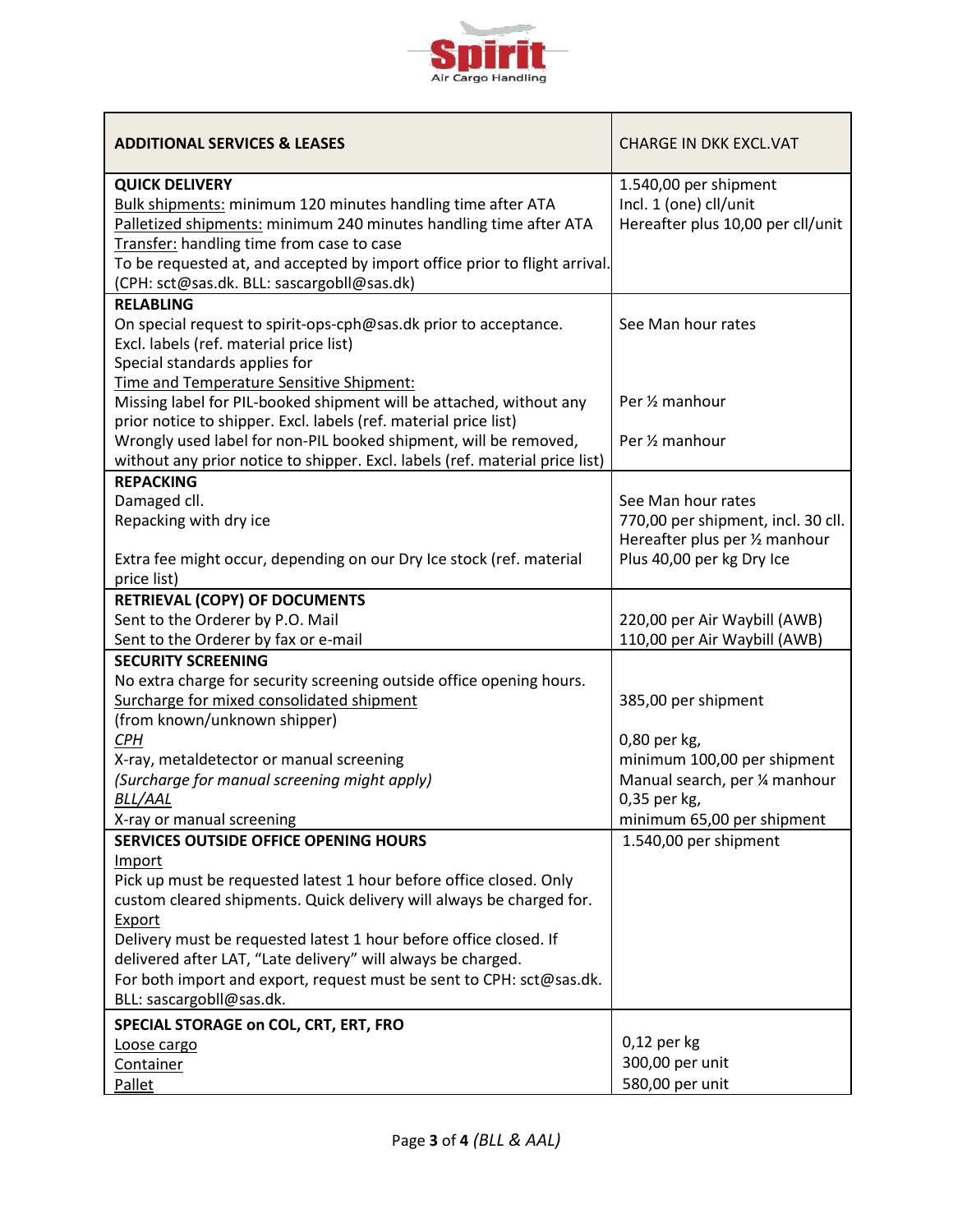| ADDITIONAL SERVICES & LEASES | CHARGE IN DKK EXCL.VAT |
|---|---|
| **QUICK DELIVERY**<br><u>Bulk shipments:</u> minimum 120 minutes handling time after ATA<br><u>Palletized shipments:</u> minimum 240 minutes handling time after ATA<br><u>Transfer:</u> handling time from case to case<br>To be requested at, and accepted by import office prior to flight arrival. (CPH: sct@sas.dk. BLL: sascargobll@sas.dk) | 1.540,00 per shipment<br>Incl. 1 (one) cll/unit<br>Hereafter plus 10,00 per cll/unit |
| **RELABLING**<br>On special request to spirit-ops-cph@sas.dk prior to acceptance.<br>Excl. labels (ref. material price list)<br>Special standards applies for<br><u>Time and Temperature Sensitive Shipment:</u><br>Missing label for PIL-booked shipment will be attached, without any prior notice to shipper. Excl. labels (ref. material price list)<br>Wrongly used label for non-PIL booked shipment, will be removed, without any prior notice to shipper. Excl. labels (ref. material price list) | See Man hour rates<br><br><br><br>Per ½ manhour<br><br>Per ½ manhour |
| **REPACKING**<br>Damaged cll.<br>Repacking with dry ice<br><br>Extra fee might occur, depending on our Dry Ice stock (ref. material price list) | See Man hour rates<br>770,00 per shipment, incl. 30 cll.<br>Hereafter plus per ½ manhour<br>Plus 40,00 per kg Dry Ice |
| **RETRIEVAL (COPY) OF DOCUMENTS**<br>Sent to the Orderer by P.O. Mail<br>Sent to the Orderer by fax or e-mail | <br>220,00 per Air Waybill (AWB)<br>110,00 per Air Waybill (AWB) |
| **SECURITY SCREENING**<br>No extra charge for security screening outside office opening hours.<br><u>Surcharge for mixed consolidated shipment</u><br>(from known/unknown shipper)<br>*<u>CPH</u>*<br>X-ray, metaldetector or manual screening<br>*(Surcharge for manual screening might apply)*<br>*<u>BLL/AAL</u>*<br>X-ray or manual screening | <br><br>385,00 per shipment<br><br>0,80 per kg,<br>minimum 100,00 per shipment<br>Manual search, per ¼ manhour<br>0,35 per kg,<br>minimum 65,00 per shipment |
| **SERVICES OUTSIDE OFFICE OPENING HOURS**<br><u>Import</u><br>Pick up must be requested latest 1 hour before office closed. Only custom cleared shipments. Quick delivery will always be charged for.<br><u>Export</u><br>Delivery must be requested latest 1 hour before office closed. If delivered after LAT, "Late delivery" will always be charged.<br>For both import and export, request must be sent to CPH: sct@sas.dk. BLL: sascargobll@sas.dk. | 1.540,00 per shipment |
| **SPECIAL STORAGE on COL, CRT, ERT, FRO**<br><u>Loose cargo</u><br><u>Container</u><br><u>Pallet</u> | <br>0,12 per kg<br>300,00 per unit<br>580,00 per unit |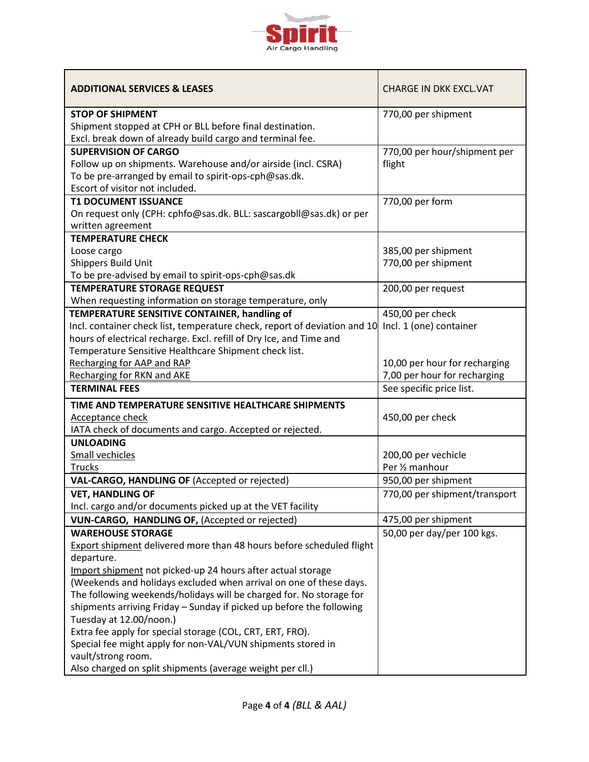| ADDITIONAL SERVICES & LEASES | CHARGE IN DKK EXCL.VAT |
|---|---|
| **STOP OF SHIPMENT**<br>Shipment stopped at CPH or BLL before final destination.<br>Excl. break down of already build cargo and terminal fee. | 770,00 per shipment |
| **SUPERVISION OF CARGO**<br>Follow up on shipments. Warehouse and/or airside (incl. CSRA)<br>To be pre-arranged by email to spirit-ops-cph@sas.dk.<br>Escort of visitor not included. | 770,00 per hour/shipment per flight |
| **T1 DOCUMENT ISSUANCE**<br>On request only (CPH: cphfo@sas.dk. BLL: sascargobll@sas.dk) or per written agreement | 770,00 per form |
| **TEMPERATURE CHECK**<br>Loose cargo<br>Shippers Build Unit<br>To be pre-advised by email to spirit-ops-cph@sas.dk | <br>385,00 per shipment<br>770,00 per shipment |
| **TEMPERATURE STORAGE REQUEST**<br>When requesting information on storage temperature, only | 200,00 per request |
| **TEMPERATURE SENSITIVE CONTAINER, handling of**<br>Incl. container check list, temperature check, report of deviation and 10 hours of electrical recharge. Excl. refill of Dry Ice, and Time and Temperature Sensitive Healthcare Shipment check list.<br>Recharging for AAP and RAP<br>Recharging for RKN and AKE | 450,00 per check<br>Incl. 1 (one) container<br><br><br>10,00 per hour for recharging<br>7,00 per hour for recharging |
| **TERMINAL FEES** | See specific price list. |
| **TIME AND TEMPERATURE SENSITIVE HEALTHCARE SHIPMENTS**<br>Acceptance check<br>IATA check of documents and cargo. Accepted or rejected. | <br>450,00 per check |
| **UNLOADING**<br>Small vechicles<br>Trucks | <br>200,00 per vechicle<br>Per ½ manhour |
| **VAL-CARGO, HANDLING OF** (Accepted or rejected) | 950,00 per shipment |
| **VET, HANDLING OF**<br>Incl. cargo and/or documents picked up at the VET facility | 770,00 per shipment/transport |
| **VUN-CARGO, HANDLING OF,** (Accepted or rejected) | 475,00 per shipment |
| **WAREHOUSE STORAGE**<br>Export shipment delivered more than 48 hours before scheduled flight departure.<br>Import shipment not picked-up 24 hours after actual storage (Weekends and holidays excluded when arrival on one of these days. The following weekends/holidays will be charged for. No storage for shipments arriving Friday – Sunday if picked up before the following Tuesday at 12.00/noon.)<br>Extra fee apply for special storage (COL, CRT, ERT, FRO).<br>Special fee might apply for non-VAL/VUN shipments stored in vault/strong room.<br>Also charged on split shipments (average weight per cll.) | 50,00 per day/per 100 kgs. |